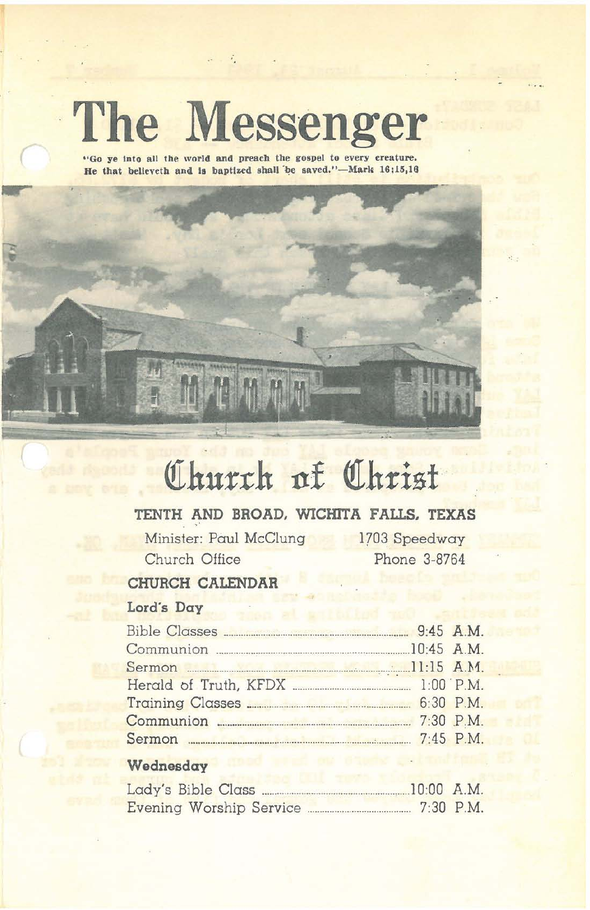# The Messenger

**"Go ye into all the world and preach the gospel to every creature. He that believeth and is baptized shall be saved."—Mark 16:15,16**

# Church of Christ

**TENTH AND BROAD, WICHITA FALLS, TEXAS**

Minister: Paul McClung — 1703 Speedway

Church Office — Phone 3-8764

## CHURCH CALENDAR

### Lord's Day

| | |
|---|---|
| Bible Classes | 9:45 A.M. |
| Communion | 10:45 A.M. |
| Sermon | 11:15 A.M. |
| Herald of Truth, KFDX | 1:00 P.M. |
| Training Classes | 6:30 P.M. |
| Communion | 7:30 P.M. |
| Sermon | 7:45 P.M. |

### Wednesday

| | |
|---|---|
| Lady's Bible Class | 10:00 A.M. |
| Evening Worship Service | 7:30 P.M. |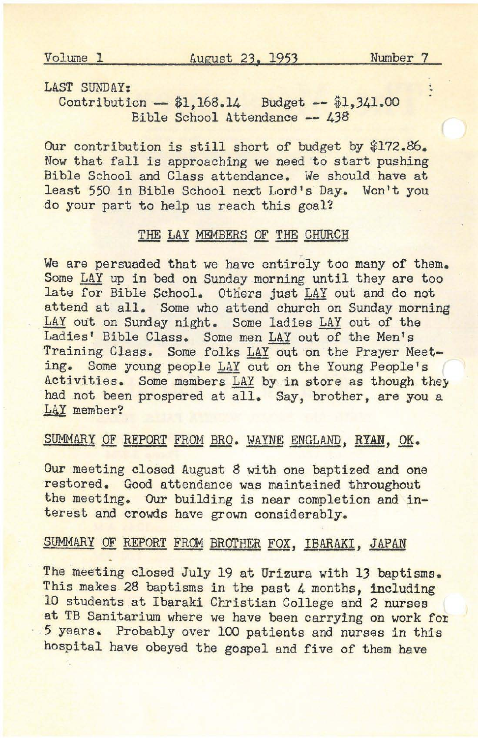Volume 1 August 23, 1953 Number 7

LAST SUNDAY:

Contribution -- $1,168.14 Budget -- $1,341.00
Bible School Attendance -- 438

Our contribution is still short of budget by $172.86. Now that fall is approaching we need to start pushing Bible School and Class attendance. We should have at least 550 in Bible School next Lord's Day. Won't you do your part to help us reach this goal?

## THE LAY MEMBERS OF THE CHURCH

We are persuaded that we have entirely too many of them. Some LAY up in bed on Sunday morning until they are too late for Bible School. Others just LAY out and do not attend at all. Some who attend church on Sunday morning LAY out on Sunday night. Some ladies LAY out of the Ladies' Bible Class. Some men LAY out of the Men's Training Class. Some folks LAY out on the Prayer Meeting. Some young people LAY out on the Young People's Activities. Some members LAY by in store as though they had not been prospered at all. Say, brother, are you a LAY member?

## SUMMARY OF REPORT FROM BRO. WAYNE ENGLAND, RYAN, OK.

Our meeting closed August 8 with one baptized and one restored. Good attendance was maintained throughout the meeting. Our building is near completion and interest and crowds have grown considerably.

## SUMMARY OF REPORT FROM BROTHER FOX, IBARAKI, JAPAN

The meeting closed July 19 at Urizura with 13 baptisms. This makes 28 baptisms in the past 4 months, including 10 students at Ibaraki Christian College and 2 nurses at TB Sanitarium where we have been carrying on work for 5 years. Probably over 100 patients and nurses in this hospital have obeyed the gospel and five of them have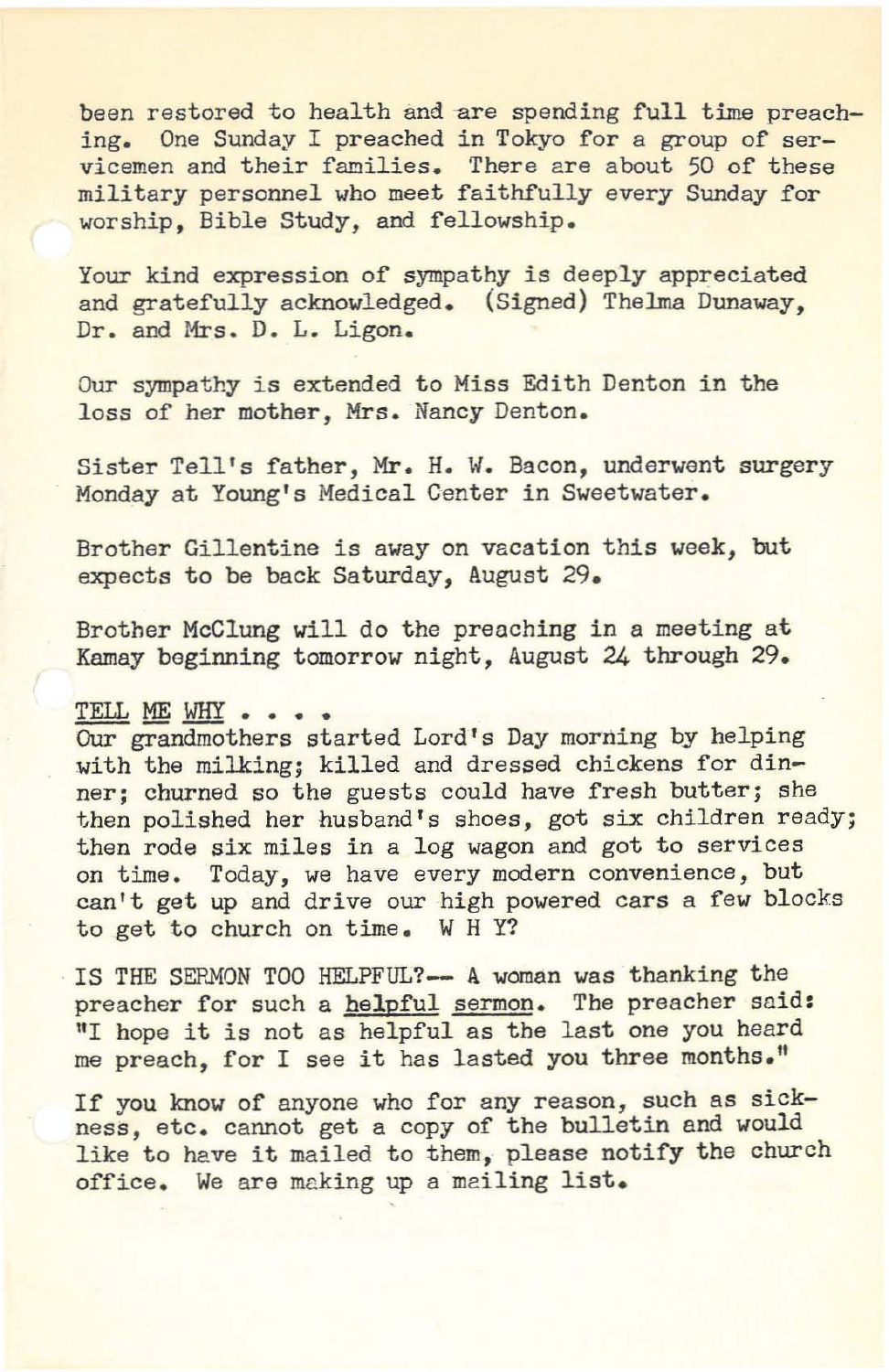been restored to health and are spending full time preaching. One Sunday I preached in Tokyo for a group of servicemen and their families. There are about 50 of these military personnel who meet faithfully every Sunday for worship, Bible Study, and fellowship.

Your kind expression of sympathy is deeply appreciated and gratefully acknowledged. (Signed) Thelma Dunaway, Dr. and Mrs. D. L. Ligon.

Our sympathy is extended to Miss Edith Denton in the loss of her mother, Mrs. Nancy Denton.

Sister Tell's father, Mr. H. W. Bacon, underwent surgery Monday at Young's Medical Center in Sweetwater.

Brother Gillentine is away on vacation this week, but expects to be back Saturday, August 29.

Brother McClung will do the preaching in a meeting at Kamay beginning tomorrow night, August 24 through 29.

<u>TELL ME WHY</u> . . . .
Our grandmothers started Lord's Day morning by helping with the milking; killed and dressed chickens for dinner; churned so the guests could have fresh butter; she then polished her husband's shoes, got six children ready; then rode six miles in a log wagon and got to services on time. Today, we have every modern convenience, but can't get up and drive our high powered cars a few blocks to get to church on time. W H Y?

IS THE SERMON TOO HELPFUL?— A woman was thanking the preacher for such a <u>helpful sermon</u>. The preacher said: "I hope it is not as helpful as the last one you heard me preach, for I see it has lasted you three months."

If you know of anyone who for any reason, such as sickness, etc. cannot get a copy of the bulletin and would like to have it mailed to them, please notify the church office. We are making up a mailing list.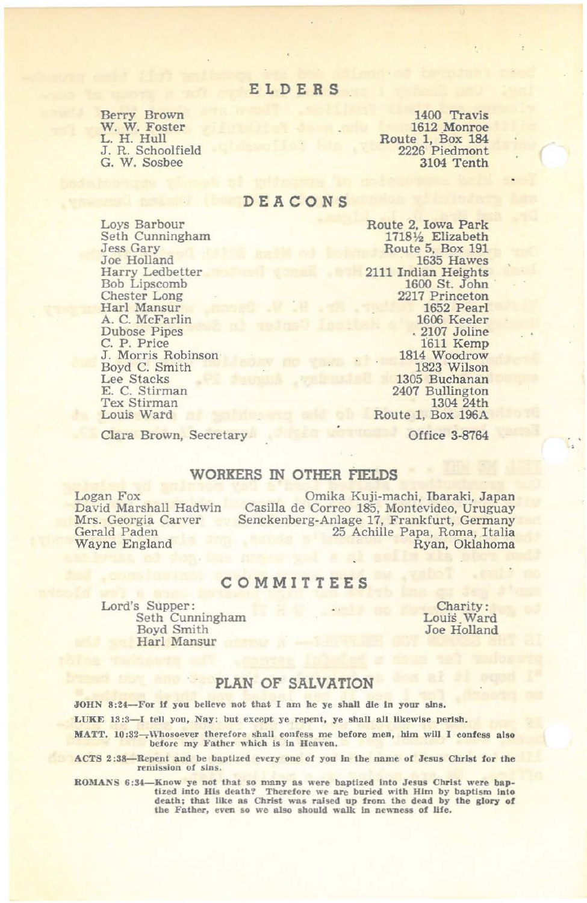## ELDERS

| | |
|---|---|
| Berry Brown | 1400 Travis |
| W. W. Foster | 1612 Monroe |
| L. H. Hull | Route 1, Box 184 |
| J. R. Schoolfield | 2226 Piedmont |
| G. W. Sosbee | 3104 Tenth |

## DEACONS

| | |
|---|---|
| Loys Barbour | Route 2, Iowa Park |
| Seth Cunningham | 1718½ Elizabeth |
| Jess Gary | Route 5, Box 191 |
| Joe Holland | 1635 Hawes |
| Harry Ledbetter | 2111 Indian Heights |
| Bob Lipscomb | 1600 St. John |
| Chester Long | 2217 Princeton |
| Harl Mansur | 1652 Pearl |
| A. C. McFarlin | 1606 Keeler |
| Dubose Pipes | 2107 Joline |
| C. P. Price | 1611 Kemp |
| J. Morris Robinson | 1814 Woodrow |
| Boyd C. Smith | 1823 Wilson |
| Lee Stacks | 1305 Buchanan |
| E. C. Stirman | 2407 Bullington |
| Tex Stirman | 1304 24th |
| Louis Ward | Route 1, Box 196A |
| Clara Brown, Secretary | Office 3-8764 |

## WORKERS IN OTHER FIELDS

| | |
|---|---|
| Logan Fox | Omika Kuji-machi, Ibaraki, Japan |
| David Marshall Hadwin | Casilla de Correo 185, Montevideo, Uruguay |
| Mrs. Georgia Carver | Senckenberg-Anlage 17, Frankfurt, Germany |
| Gerald Paden | 25 Achille Papa, Roma, Italia |
| Wayne England | Ryan, Oklahoma |

## COMMITTEES

Lord's Supper:
- Seth Cunningham
- Boyd Smith
- Harl Mansur

Charity:
- Louis Ward
- Joe Holland

## PLAN OF SALVATION

**JOHN 8:24**—For if you believe not that I am he ye shall die in your sins.

**LUKE 13:3**—I tell you, Nay: but except ye repent, ye shall all likewise perish.

**MATT. 10:32**—Whosoever therefore shall confess me before men, him will I confess also before my Father which is in Heaven.

**ACTS 2:38**—Repent and be baptized every one of you in the name of Jesus Christ for the remission of sins.

**ROMANS 6:34**—Know ye not that so many as were baptized into Jesus Christ were baptized into His death? Therefore we are buried with Him by baptism into death; that like as Christ was raised up from the dead by the glory of the Father, even so we also should walk in newness of life.